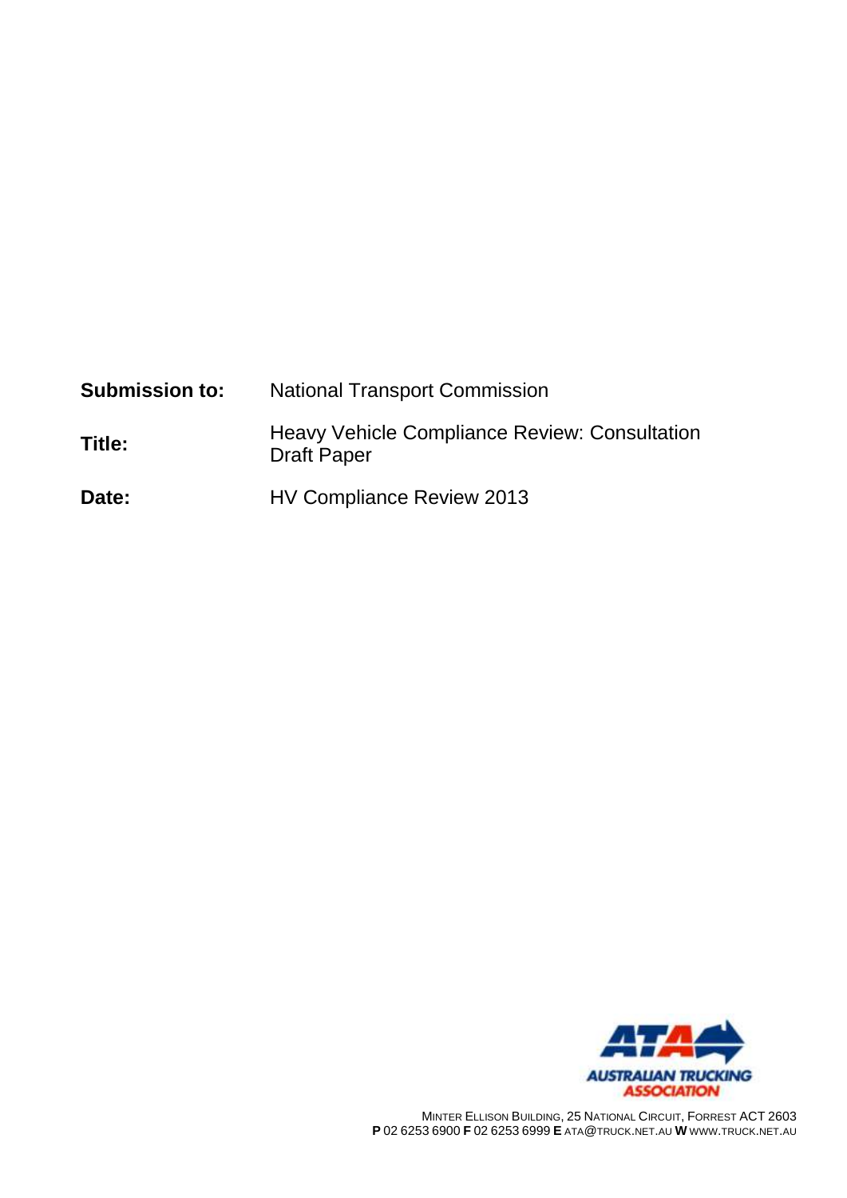| | |
|---|---|
| **Submission to:** | National Transport Commission |
| **Title:** | Heavy Vehicle Compliance Review: Consultation Draft Paper |
| **Date:** | HV Compliance Review 2013 |

AUSTRALIAN TRUCKING ASSOCIATION

MINTER ELLISON BUILDING, 25 NATIONAL CIRCUIT, FORREST ACT 2603
**P** 02 6253 6900 **F** 02 6253 6999 **E** ATA@TRUCK.NET.AU **W** WWW.TRUCK.NET.AU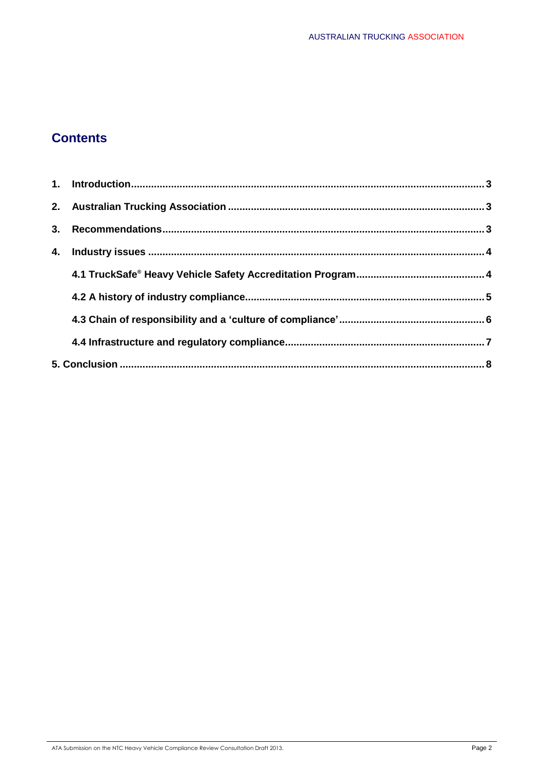## Contents

1. Introduction .......... 3
2. Australian Trucking Association .......... 3
3. Recommendations .......... 3
4. Industry issues .......... 4
   - 4.1 TruckSafe® Heavy Vehicle Safety Accreditation Program .......... 4
   - 4.2 A history of industry compliance .......... 5
   - 4.3 Chain of responsibility and a 'culture of compliance' .......... 6
   - 4.4 Infrastructure and regulatory compliance .......... 7

5. Conclusion .......... 8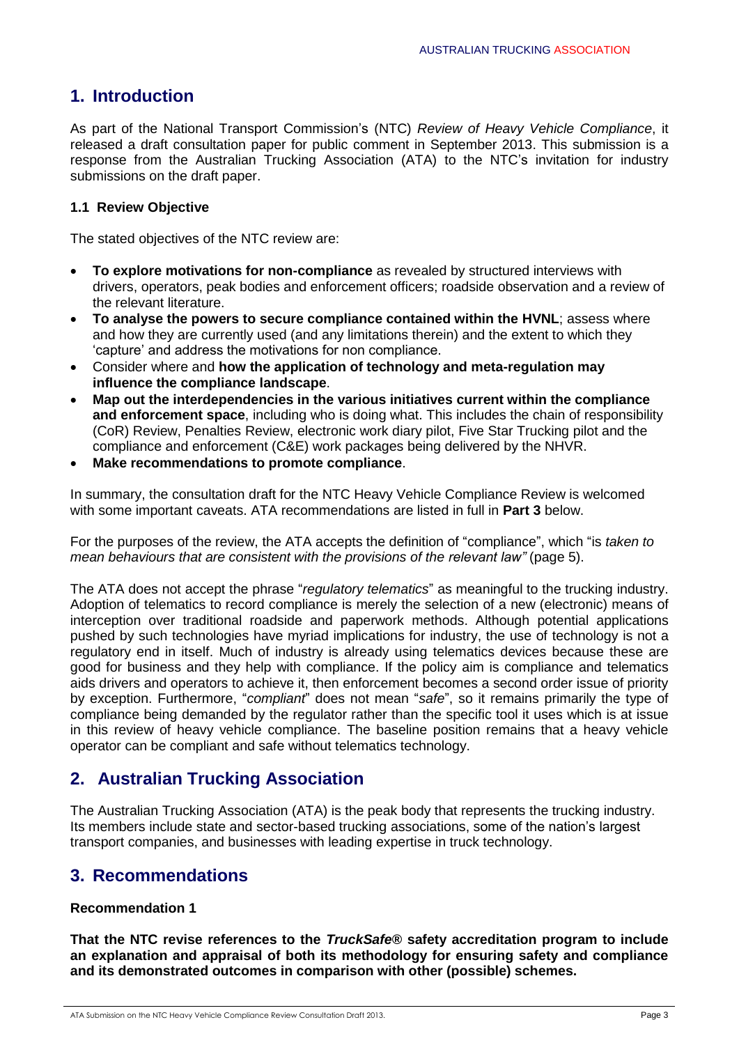## 1. Introduction

As part of the National Transport Commission's (NTC) *Review of Heavy Vehicle Compliance*, it released a draft consultation paper for public comment in September 2013. This submission is a response from the Australian Trucking Association (ATA) to the NTC's invitation for industry submissions on the draft paper.

### 1.1 Review Objective

The stated objectives of the NTC review are:

- **To explore motivations for non-compliance** as revealed by structured interviews with drivers, operators, peak bodies and enforcement officers; roadside observation and a review of the relevant literature.
- **To analyse the powers to secure compliance contained within the HVNL**; assess where and how they are currently used (and any limitations therein) and the extent to which they 'capture' and address the motivations for non compliance.
- Consider where and **how the application of technology and meta-regulation may influence the compliance landscape**.
- **Map out the interdependencies in the various initiatives current within the compliance and enforcement space**, including who is doing what. This includes the chain of responsibility (CoR) Review, Penalties Review, electronic work diary pilot, Five Star Trucking pilot and the compliance and enforcement (C&E) work packages being delivered by the NHVR.
- **Make recommendations to promote compliance**.

In summary, the consultation draft for the NTC Heavy Vehicle Compliance Review is welcomed with some important caveats. ATA recommendations are listed in full in **Part 3** below.

For the purposes of the review, the ATA accepts the definition of "compliance", which "is *taken to mean behaviours that are consistent with the provisions of the relevant law"* (page 5).

The ATA does not accept the phrase "*regulatory telematics*" as meaningful to the trucking industry. Adoption of telematics to record compliance is merely the selection of a new (electronic) means of interception over traditional roadside and paperwork methods. Although potential applications pushed by such technologies have myriad implications for industry, the use of technology is not a regulatory end in itself. Much of industry is already using telematics devices because these are good for business and they help with compliance. If the policy aim is compliance and telematics aids drivers and operators to achieve it, then enforcement becomes a second order issue of priority by exception. Furthermore, "*compliant*" does not mean "*safe*", so it remains primarily the type of compliance being demanded by the regulator rather than the specific tool it uses which is at issue in this review of heavy vehicle compliance. The baseline position remains that a heavy vehicle operator can be compliant and safe without telematics technology.

## 2. Australian Trucking Association

The Australian Trucking Association (ATA) is the peak body that represents the trucking industry. Its members include state and sector-based trucking associations, some of the nation's largest transport companies, and businesses with leading expertise in truck technology.

## 3. Recommendations

**Recommendation 1**

**That the NTC revise references to the *TruckSafe®* safety accreditation program to include an explanation and appraisal of both its methodology for ensuring safety and compliance and its demonstrated outcomes in comparison with other (possible) schemes.**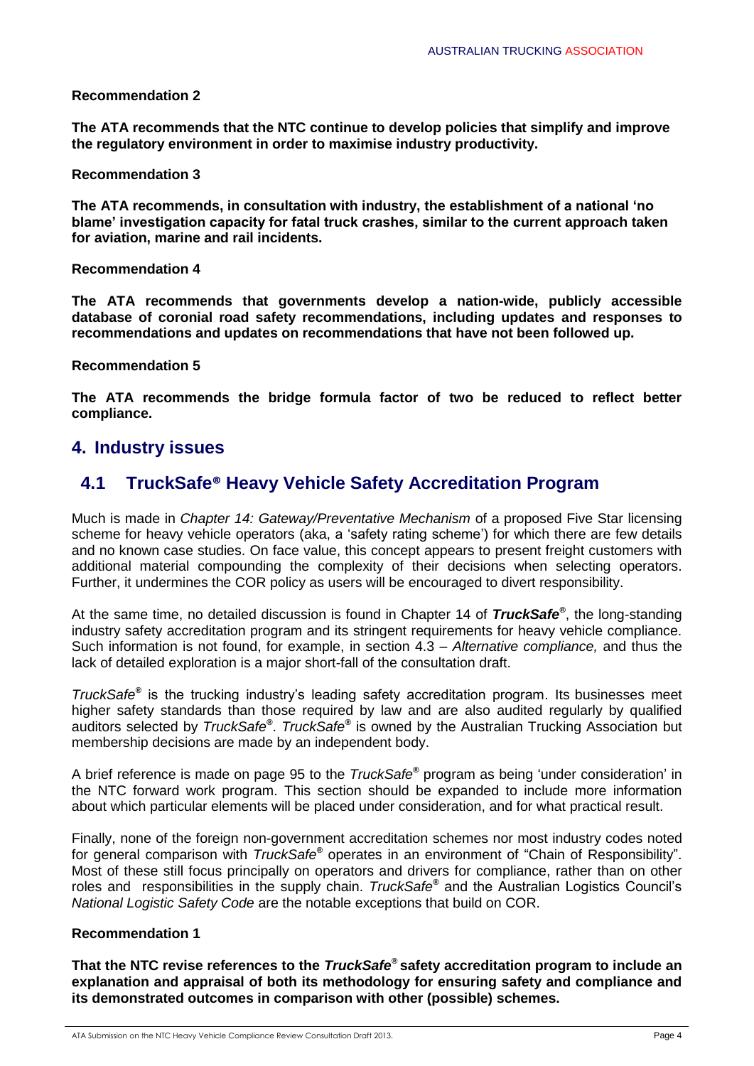**Recommendation 2**

**The ATA recommends that the NTC continue to develop policies that simplify and improve the regulatory environment in order to maximise industry productivity.**

**Recommendation 3**

**The ATA recommends, in consultation with industry, the establishment of a national 'no blame' investigation capacity for fatal truck crashes, similar to the current approach taken for aviation, marine and rail incidents.**

**Recommendation 4**

**The ATA recommends that governments develop a nation-wide, publicly accessible database of coronial road safety recommendations, including updates and responses to recommendations and updates on recommendations that have not been followed up.**

**Recommendation 5**

**The ATA recommends the bridge formula factor of two be reduced to reflect better compliance.**

# 4. Industry issues

## 4.1 TruckSafe® Heavy Vehicle Safety Accreditation Program

Much is made in *Chapter 14: Gateway/Preventative Mechanism* of a proposed Five Star licensing scheme for heavy vehicle operators (aka, a 'safety rating scheme') for which there are few details and no known case studies. On face value, this concept appears to present freight customers with additional material compounding the complexity of their decisions when selecting operators. Further, it undermines the COR policy as users will be encouraged to divert responsibility.

At the same time, no detailed discussion is found in Chapter 14 of ***TruckSafe®***, the long-standing industry safety accreditation program and its stringent requirements for heavy vehicle compliance. Such information is not found, for example, in section 4.3 – *Alternative compliance,* and thus the lack of detailed exploration is a major short-fall of the consultation draft.

*TruckSafe®* is the trucking industry's leading safety accreditation program. Its businesses meet higher safety standards than those required by law and are also audited regularly by qualified auditors selected by *TruckSafe®*. *TruckSafe®* is owned by the Australian Trucking Association but membership decisions are made by an independent body.

A brief reference is made on page 95 to the *TruckSafe®* program as being 'under consideration' in the NTC forward work program. This section should be expanded to include more information about which particular elements will be placed under consideration, and for what practical result.

Finally, none of the foreign non-government accreditation schemes nor most industry codes noted for general comparison with *TruckSafe®* operates in an environment of "Chain of Responsibility". Most of these still focus principally on operators and drivers for compliance, rather than on other roles and responsibilities in the supply chain. *TruckSafe®* and the Australian Logistics Council's *National Logistic Safety Code* are the notable exceptions that build on COR.

**Recommendation 1**

**That the NTC revise references to the *TruckSafe®* safety accreditation program to include an explanation and appraisal of both its methodology for ensuring safety and compliance and its demonstrated outcomes in comparison with other (possible) schemes.**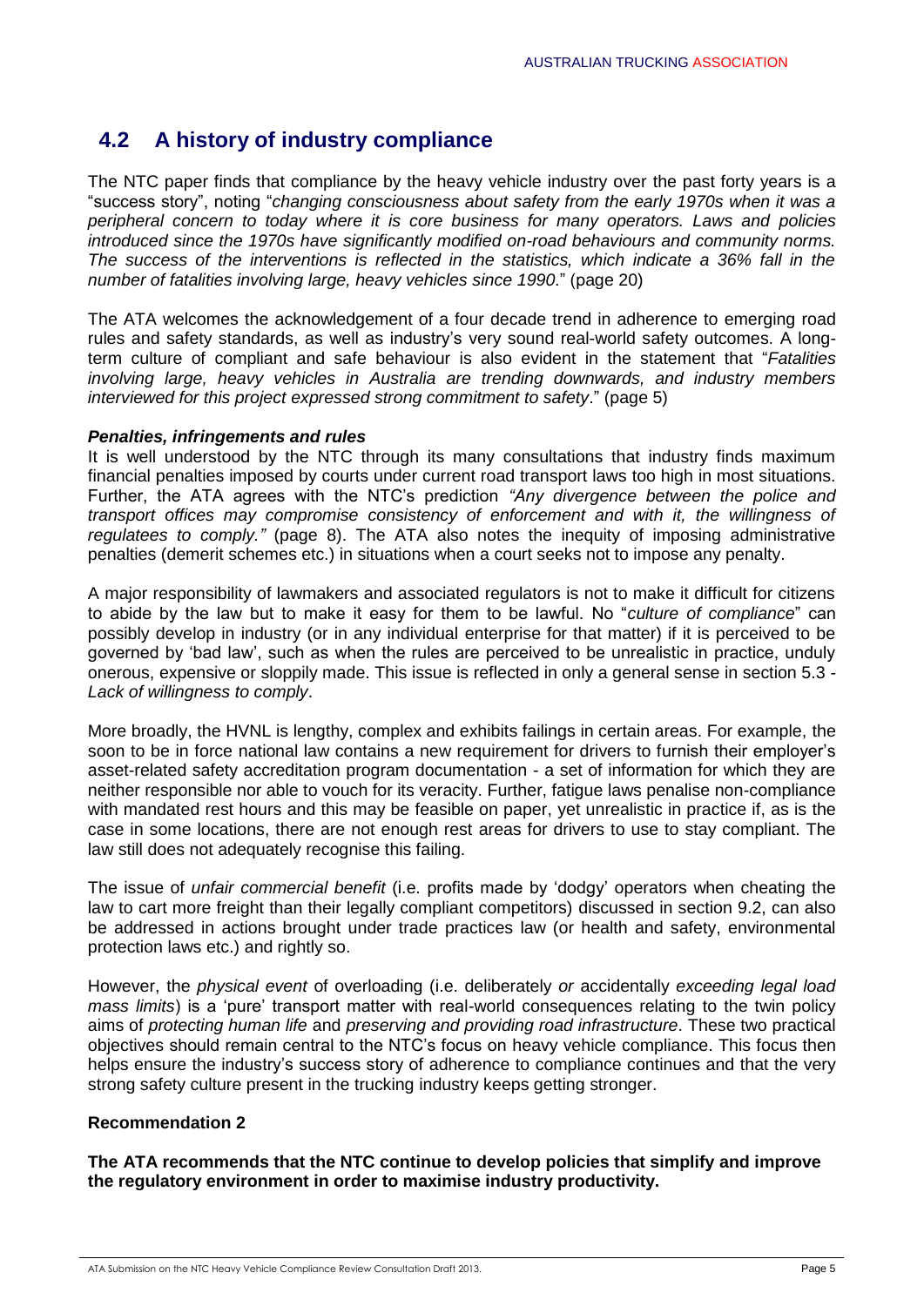## 4.2 A history of industry compliance

The NTC paper finds that compliance by the heavy vehicle industry over the past forty years is a "success story", noting "*changing consciousness about safety from the early 1970s when it was a peripheral concern to today where it is core business for many operators. Laws and policies introduced since the 1970s have significantly modified on-road behaviours and community norms. The success of the interventions is reflected in the statistics, which indicate a 36% fall in the number of fatalities involving large, heavy vehicles since 1990*." (page 20)

The ATA welcomes the acknowledgement of a four decade trend in adherence to emerging road rules and safety standards, as well as industry's very sound real-world safety outcomes. A long-term culture of compliant and safe behaviour is also evident in the statement that "*Fatalities involving large, heavy vehicles in Australia are trending downwards, and industry members interviewed for this project expressed strong commitment to safety*." (page 5)

***Penalties, infringements and rules***

It is well understood by the NTC through its many consultations that industry finds maximum financial penalties imposed by courts under current road transport laws too high in most situations. Further, the ATA agrees with the NTC's prediction *"Any divergence between the police and transport offices may compromise consistency of enforcement and with it, the willingness of regulatees to comply."* (page 8). The ATA also notes the inequity of imposing administrative penalties (demerit schemes etc.) in situations when a court seeks not to impose any penalty.

A major responsibility of lawmakers and associated regulators is not to make it difficult for citizens to abide by the law but to make it easy for them to be lawful. No "*culture of compliance*" can possibly develop in industry (or in any individual enterprise for that matter) if it is perceived to be governed by 'bad law', such as when the rules are perceived to be unrealistic in practice, unduly onerous, expensive or sloppily made. This issue is reflected in only a general sense in section 5.3 - *Lack of willingness to comply*.

More broadly, the HVNL is lengthy, complex and exhibits failings in certain areas. For example, the soon to be in force national law contains a new requirement for drivers to furnish their employer's asset-related safety accreditation program documentation - a set of information for which they are neither responsible nor able to vouch for its veracity. Further, fatigue laws penalise non-compliance with mandated rest hours and this may be feasible on paper, yet unrealistic in practice if, as is the case in some locations, there are not enough rest areas for drivers to use to stay compliant. The law still does not adequately recognise this failing.

The issue of *unfair commercial benefit* (i.e. profits made by 'dodgy' operators when cheating the law to cart more freight than their legally compliant competitors) discussed in section 9.2, can also be addressed in actions brought under trade practices law (or health and safety, environmental protection laws etc.) and rightly so.

However, the *physical event* of overloading (i.e. deliberately *or* accidentally *exceeding legal load mass limits*) is a 'pure' transport matter with real-world consequences relating to the twin policy aims of *protecting human life* and *preserving and providing road infrastructure*. These two practical objectives should remain central to the NTC's focus on heavy vehicle compliance. This focus then helps ensure the industry's success story of adherence to compliance continues and that the very strong safety culture present in the trucking industry keeps getting stronger.

**Recommendation 2**

**The ATA recommends that the NTC continue to develop policies that simplify and improve the regulatory environment in order to maximise industry productivity.**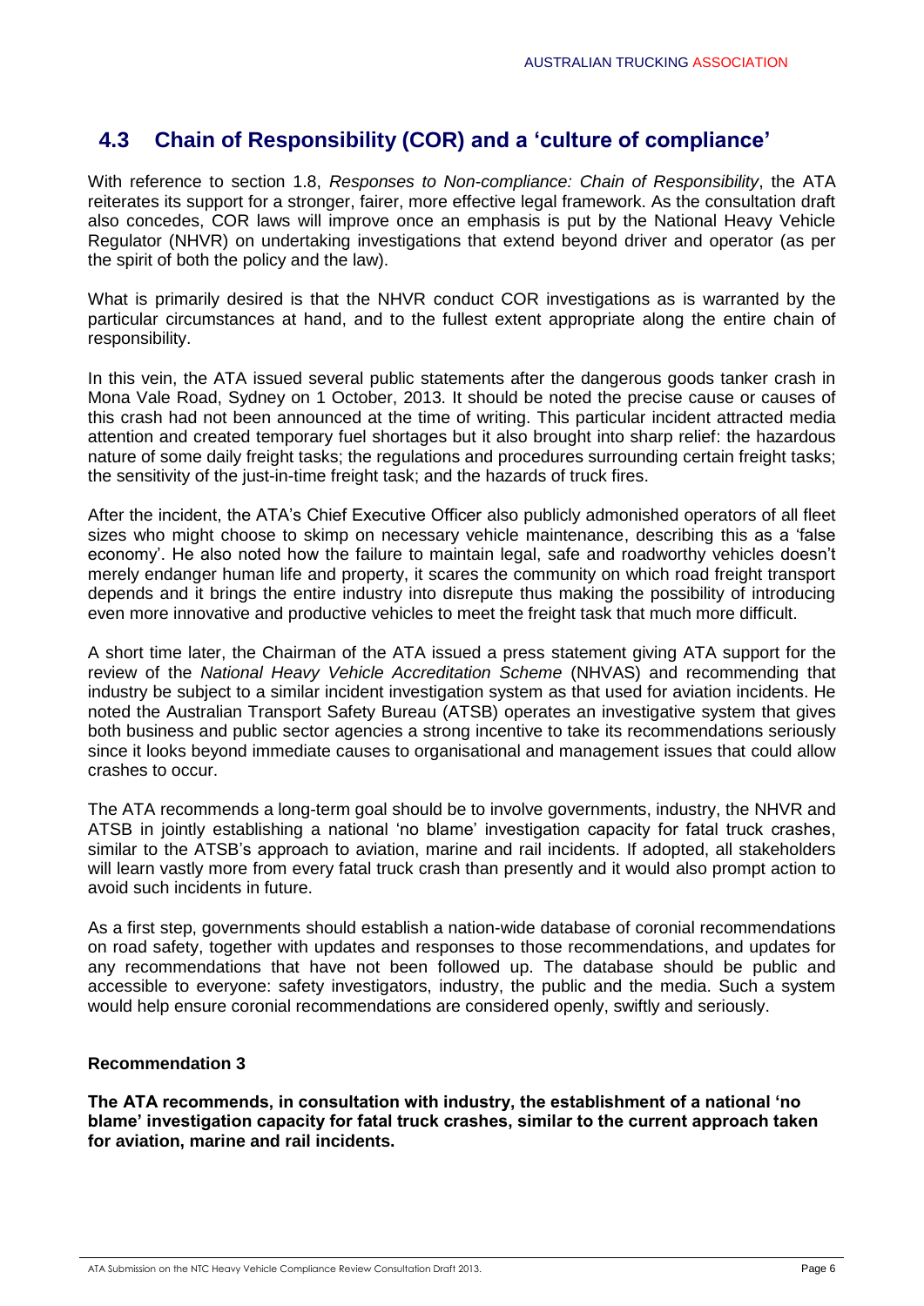## 4.3 Chain of Responsibility (COR) and a 'culture of compliance'

With reference to section 1.8, *Responses to Non-compliance: Chain of Responsibility*, the ATA reiterates its support for a stronger, fairer, more effective legal framework. As the consultation draft also concedes, COR laws will improve once an emphasis is put by the National Heavy Vehicle Regulator (NHVR) on undertaking investigations that extend beyond driver and operator (as per the spirit of both the policy and the law).

What is primarily desired is that the NHVR conduct COR investigations as is warranted by the particular circumstances at hand, and to the fullest extent appropriate along the entire chain of responsibility.

In this vein, the ATA issued several public statements after the dangerous goods tanker crash in Mona Vale Road, Sydney on 1 October, 2013. It should be noted the precise cause or causes of this crash had not been announced at the time of writing. This particular incident attracted media attention and created temporary fuel shortages but it also brought into sharp relief: the hazardous nature of some daily freight tasks; the regulations and procedures surrounding certain freight tasks; the sensitivity of the just-in-time freight task; and the hazards of truck fires.

After the incident, the ATA's Chief Executive Officer also publicly admonished operators of all fleet sizes who might choose to skimp on necessary vehicle maintenance, describing this as a 'false economy'. He also noted how the failure to maintain legal, safe and roadworthy vehicles doesn't merely endanger human life and property, it scares the community on which road freight transport depends and it brings the entire industry into disrepute thus making the possibility of introducing even more innovative and productive vehicles to meet the freight task that much more difficult.

A short time later, the Chairman of the ATA issued a press statement giving ATA support for the review of the *National Heavy Vehicle Accreditation Scheme* (NHVAS) and recommending that industry be subject to a similar incident investigation system as that used for aviation incidents. He noted the Australian Transport Safety Bureau (ATSB) operates an investigative system that gives both business and public sector agencies a strong incentive to take its recommendations seriously since it looks beyond immediate causes to organisational and management issues that could allow crashes to occur.

The ATA recommends a long-term goal should be to involve governments, industry, the NHVR and ATSB in jointly establishing a national 'no blame' investigation capacity for fatal truck crashes, similar to the ATSB's approach to aviation, marine and rail incidents. If adopted, all stakeholders will learn vastly more from every fatal truck crash than presently and it would also prompt action to avoid such incidents in future.

As a first step, governments should establish a nation-wide database of coronial recommendations on road safety, together with updates and responses to those recommendations, and updates for any recommendations that have not been followed up. The database should be public and accessible to everyone: safety investigators, industry, the public and the media. Such a system would help ensure coronial recommendations are considered openly, swiftly and seriously.

**Recommendation 3**

**The ATA recommends, in consultation with industry, the establishment of a national 'no blame' investigation capacity for fatal truck crashes, similar to the current approach taken for aviation, marine and rail incidents.**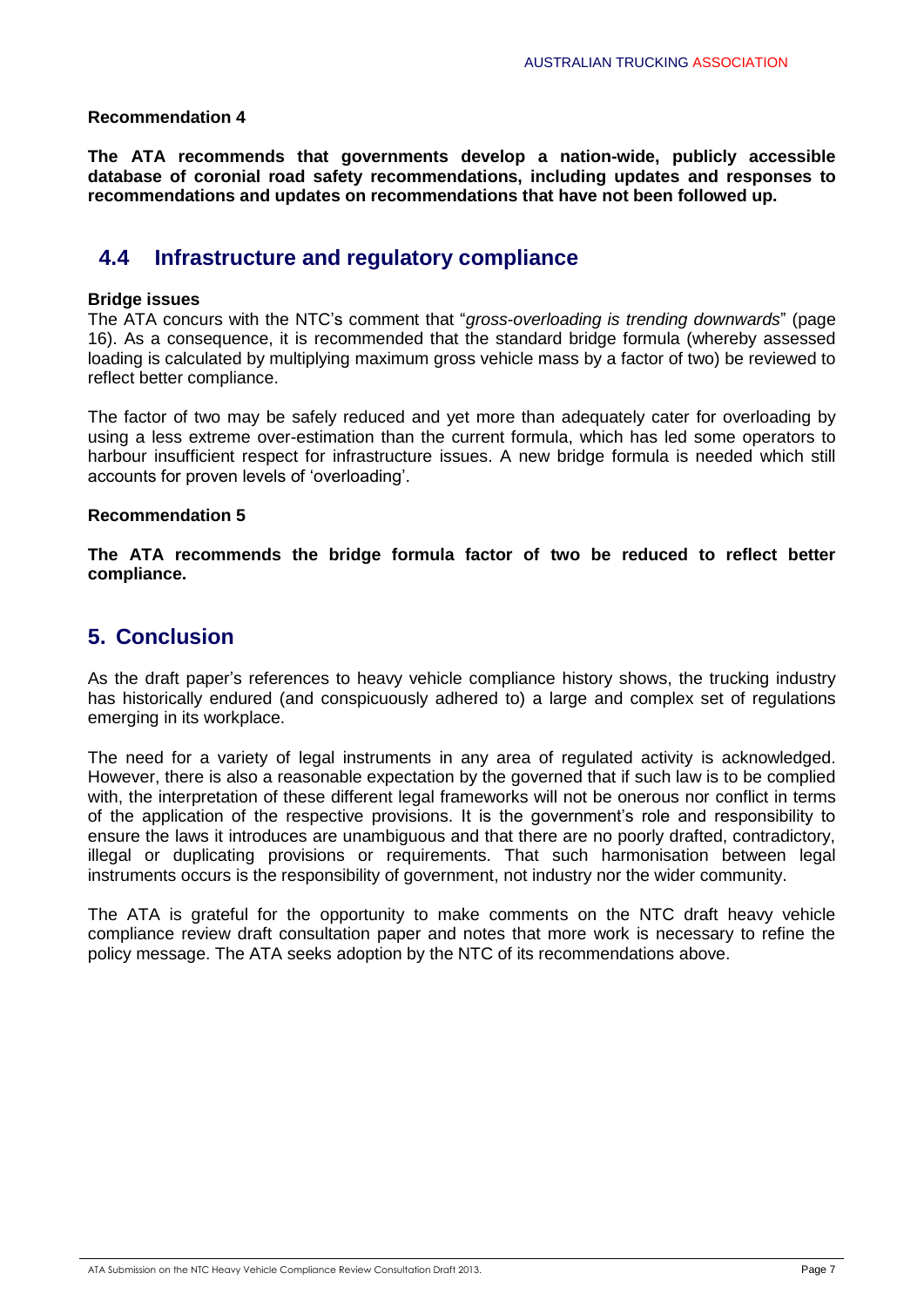**Recommendation 4**

**The ATA recommends that governments develop a nation-wide, publicly accessible database of coronial road safety recommendations, including updates and responses to recommendations and updates on recommendations that have not been followed up.**

## 4.4 Infrastructure and regulatory compliance

**Bridge issues**

The ATA concurs with the NTC's comment that "*gross-overloading is trending downwards*" (page 16). As a consequence, it is recommended that the standard bridge formula (whereby assessed loading is calculated by multiplying maximum gross vehicle mass by a factor of two) be reviewed to reflect better compliance.

The factor of two may be safely reduced and yet more than adequately cater for overloading by using a less extreme over-estimation than the current formula, which has led some operators to harbour insufficient respect for infrastructure issues. A new bridge formula is needed which still accounts for proven levels of 'overloading'.

**Recommendation 5**

**The ATA recommends the bridge formula factor of two be reduced to reflect better compliance.**

# 5. Conclusion

As the draft paper's references to heavy vehicle compliance history shows, the trucking industry has historically endured (and conspicuously adhered to) a large and complex set of regulations emerging in its workplace.

The need for a variety of legal instruments in any area of regulated activity is acknowledged. However, there is also a reasonable expectation by the governed that if such law is to be complied with, the interpretation of these different legal frameworks will not be onerous nor conflict in terms of the application of the respective provisions. It is the government's role and responsibility to ensure the laws it introduces are unambiguous and that there are no poorly drafted, contradictory, illegal or duplicating provisions or requirements. That such harmonisation between legal instruments occurs is the responsibility of government, not industry nor the wider community.

The ATA is grateful for the opportunity to make comments on the NTC draft heavy vehicle compliance review draft consultation paper and notes that more work is necessary to refine the policy message. The ATA seeks adoption by the NTC of its recommendations above.